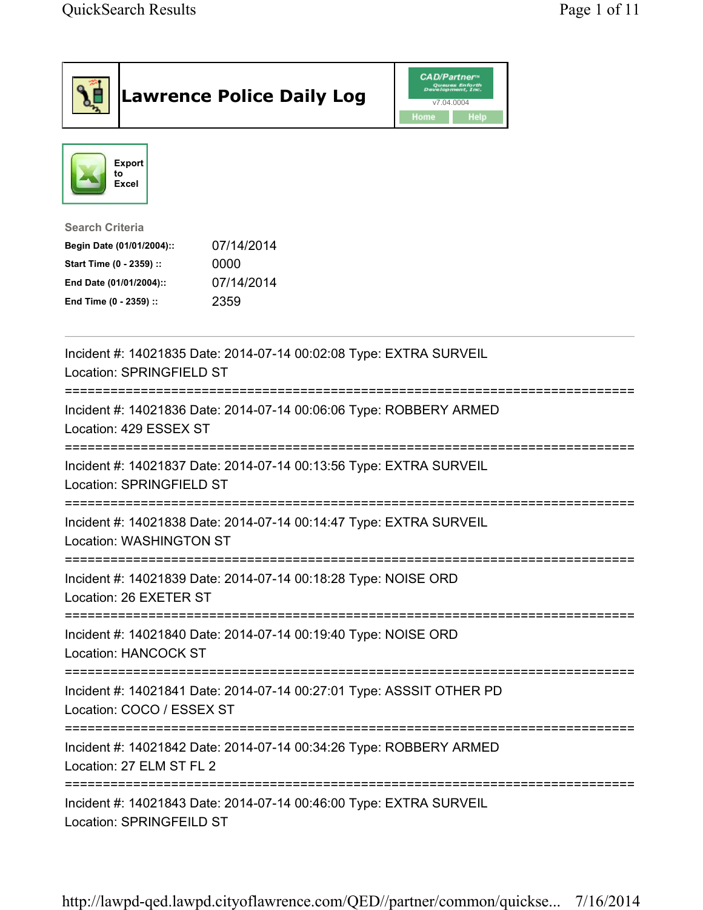# Lawrence Police Daily Log

CAD/Partner™ v7.04.0004

Home Help

Export to Excel

**Search Criteria**

| | |
|---|---|
| **Begin Date (01/01/2004)::** | 07/14/2014 |
| **Start Time (0 - 2359) ::** | 0000 |
| **End Date (01/01/2004)::** | 07/14/2014 |
| **End Time (0 - 2359) ::** | 2359 |

---

Incident #: 14021835 Date: 2014-07-14 00:02:08 Type: EXTRA SURVEIL
Location: SPRINGFIELD ST

===========================================================================

Incident #: 14021836 Date: 2014-07-14 00:06:06 Type: ROBBERY ARMED
Location: 429 ESSEX ST

===========================================================================

Incident #: 14021837 Date: 2014-07-14 00:13:56 Type: EXTRA SURVEIL
Location: SPRINGFIELD ST

===========================================================================

Incident #: 14021838 Date: 2014-07-14 00:14:47 Type: EXTRA SURVEIL
Location: WASHINGTON ST

===========================================================================

Incident #: 14021839 Date: 2014-07-14 00:18:28 Type: NOISE ORD
Location: 26 EXETER ST

===========================================================================

Incident #: 14021840 Date: 2014-07-14 00:19:40 Type: NOISE ORD
Location: HANCOCK ST

===========================================================================

Incident #: 14021841 Date: 2014-07-14 00:27:01 Type: ASSSIT OTHER PD
Location: COCO / ESSEX ST

===========================================================================

Incident #: 14021842 Date: 2014-07-14 00:34:26 Type: ROBBERY ARMED
Location: 27 ELM ST FL 2

===========================================================================

Incident #: 14021843 Date: 2014-07-14 00:46:00 Type: EXTRA SURVEIL
Location: SPRINGFEILD ST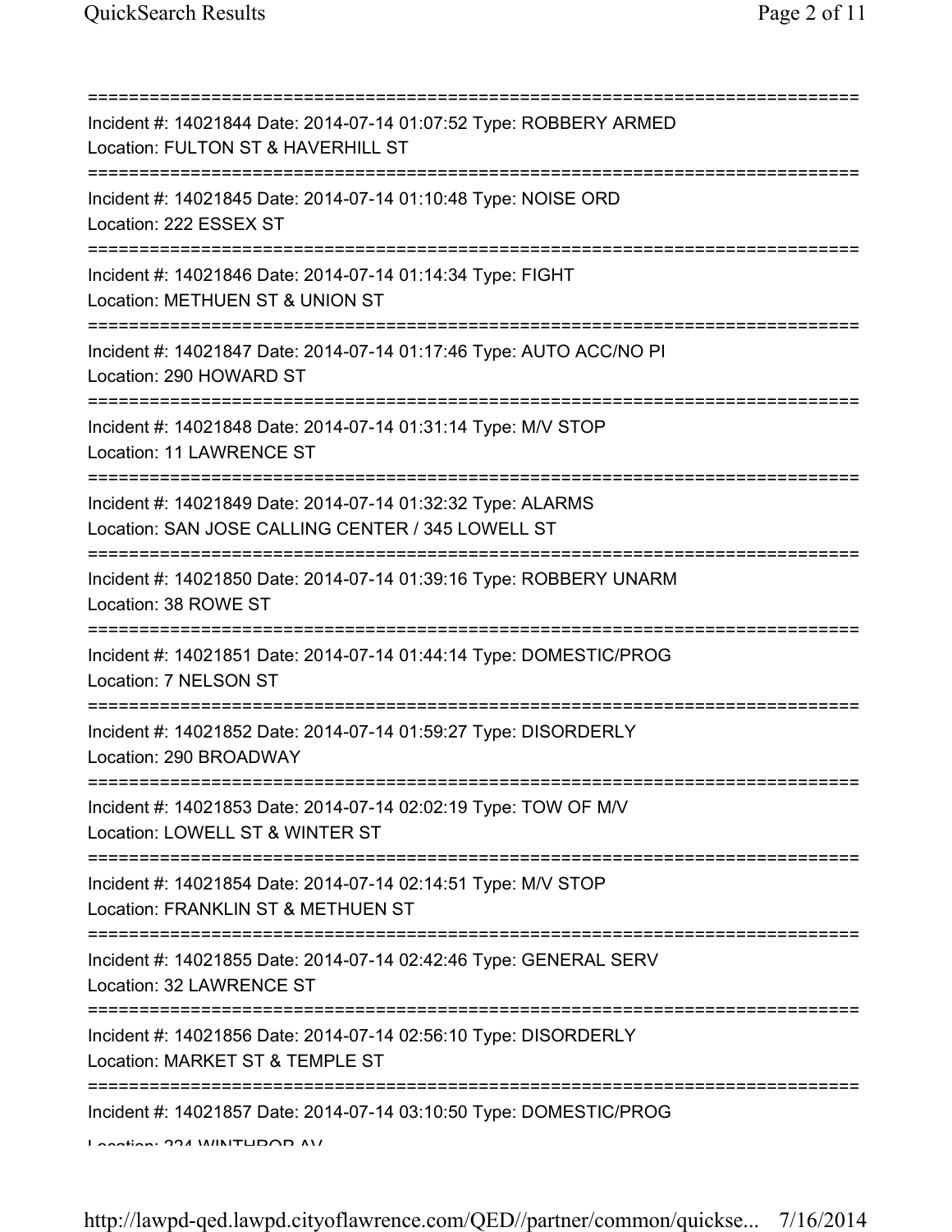===========================================================================
Incident #: 14021844 Date: 2014-07-14 01:07:52 Type: ROBBERY ARMED
Location: FULTON ST & HAVERHILL ST
===========================================================================
Incident #: 14021845 Date: 2014-07-14 01:10:48 Type: NOISE ORD
Location: 222 ESSEX ST
===========================================================================
Incident #: 14021846 Date: 2014-07-14 01:14:34 Type: FIGHT
Location: METHUEN ST & UNION ST
===========================================================================
Incident #: 14021847 Date: 2014-07-14 01:17:46 Type: AUTO ACC/NO PI
Location: 290 HOWARD ST
===========================================================================
Incident #: 14021848 Date: 2014-07-14 01:31:14 Type: M/V STOP
Location: 11 LAWRENCE ST
===========================================================================
Incident #: 14021849 Date: 2014-07-14 01:32:32 Type: ALARMS
Location: SAN JOSE CALLING CENTER / 345 LOWELL ST
===========================================================================
Incident #: 14021850 Date: 2014-07-14 01:39:16 Type: ROBBERY UNARM
Location: 38 ROWE ST
===========================================================================
Incident #: 14021851 Date: 2014-07-14 01:44:14 Type: DOMESTIC/PROG
Location: 7 NELSON ST
===========================================================================
Incident #: 14021852 Date: 2014-07-14 01:59:27 Type: DISORDERLY
Location: 290 BROADWAY
===========================================================================
Incident #: 14021853 Date: 2014-07-14 02:02:19 Type: TOW OF M/V
Location: LOWELL ST & WINTER ST
===========================================================================
Incident #: 14021854 Date: 2014-07-14 02:14:51 Type: M/V STOP
Location: FRANKLIN ST & METHUEN ST
===========================================================================
Incident #: 14021855 Date: 2014-07-14 02:42:46 Type: GENERAL SERV
Location: 32 LAWRENCE ST
===========================================================================
Incident #: 14021856 Date: 2014-07-14 02:56:10 Type: DISORDERLY
Location: MARKET ST & TEMPLE ST
===========================================================================
Incident #: 14021857 Date: 2014-07-14 03:10:50 Type: DOMESTIC/PROG
Location: 224 WINTHROP AV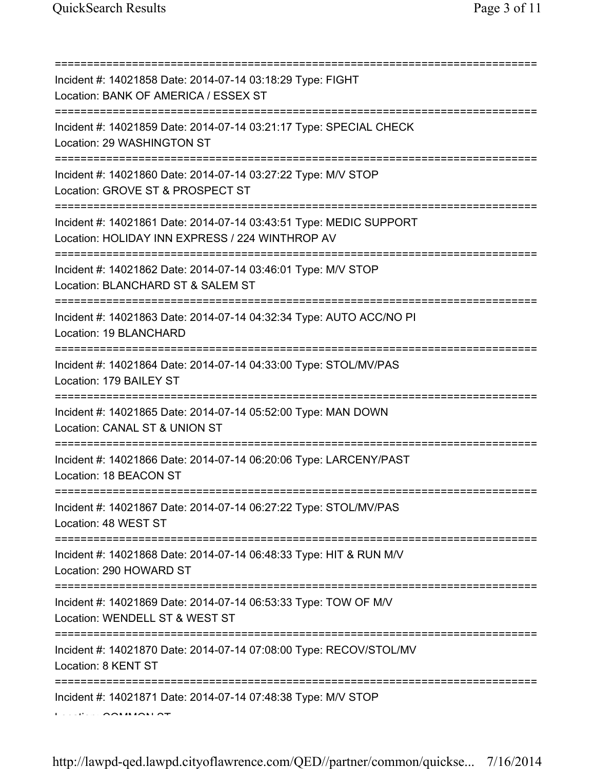===========================================================================

Incident #: 14021858 Date: 2014-07-14 03:18:29 Type: FIGHT
Location: BANK OF AMERICA / ESSEX ST

===========================================================================

Incident #: 14021859 Date: 2014-07-14 03:21:17 Type: SPECIAL CHECK
Location: 29 WASHINGTON ST

===========================================================================

Incident #: 14021860 Date: 2014-07-14 03:27:22 Type: M/V STOP
Location: GROVE ST & PROSPECT ST

===========================================================================

Incident #: 14021861 Date: 2014-07-14 03:43:51 Type: MEDIC SUPPORT
Location: HOLIDAY INN EXPRESS / 224 WINTHROP AV

===========================================================================

Incident #: 14021862 Date: 2014-07-14 03:46:01 Type: M/V STOP
Location: BLANCHARD ST & SALEM ST

===========================================================================

Incident #: 14021863 Date: 2014-07-14 04:32:34 Type: AUTO ACC/NO PI
Location: 19 BLANCHARD

===========================================================================

Incident #: 14021864 Date: 2014-07-14 04:33:00 Type: STOL/MV/PAS
Location: 179 BAILEY ST

===========================================================================

Incident #: 14021865 Date: 2014-07-14 05:52:00 Type: MAN DOWN
Location: CANAL ST & UNION ST

===========================================================================

Incident #: 14021866 Date: 2014-07-14 06:20:06 Type: LARCENY/PAST
Location: 18 BEACON ST

===========================================================================

Incident #: 14021867 Date: 2014-07-14 06:27:22 Type: STOL/MV/PAS
Location: 48 WEST ST

===========================================================================

Incident #: 14021868 Date: 2014-07-14 06:48:33 Type: HIT & RUN M/V
Location: 290 HOWARD ST

===========================================================================

Incident #: 14021869 Date: 2014-07-14 06:53:33 Type: TOW OF M/V
Location: WENDELL ST & WEST ST

===========================================================================

Incident #: 14021870 Date: 2014-07-14 07:08:00 Type: RECOV/STOL/MV
Location: 8 KENT ST

===========================================================================

Incident #: 14021871 Date: 2014-07-14 07:48:38 Type: M/V STOP
Location: COMMON ST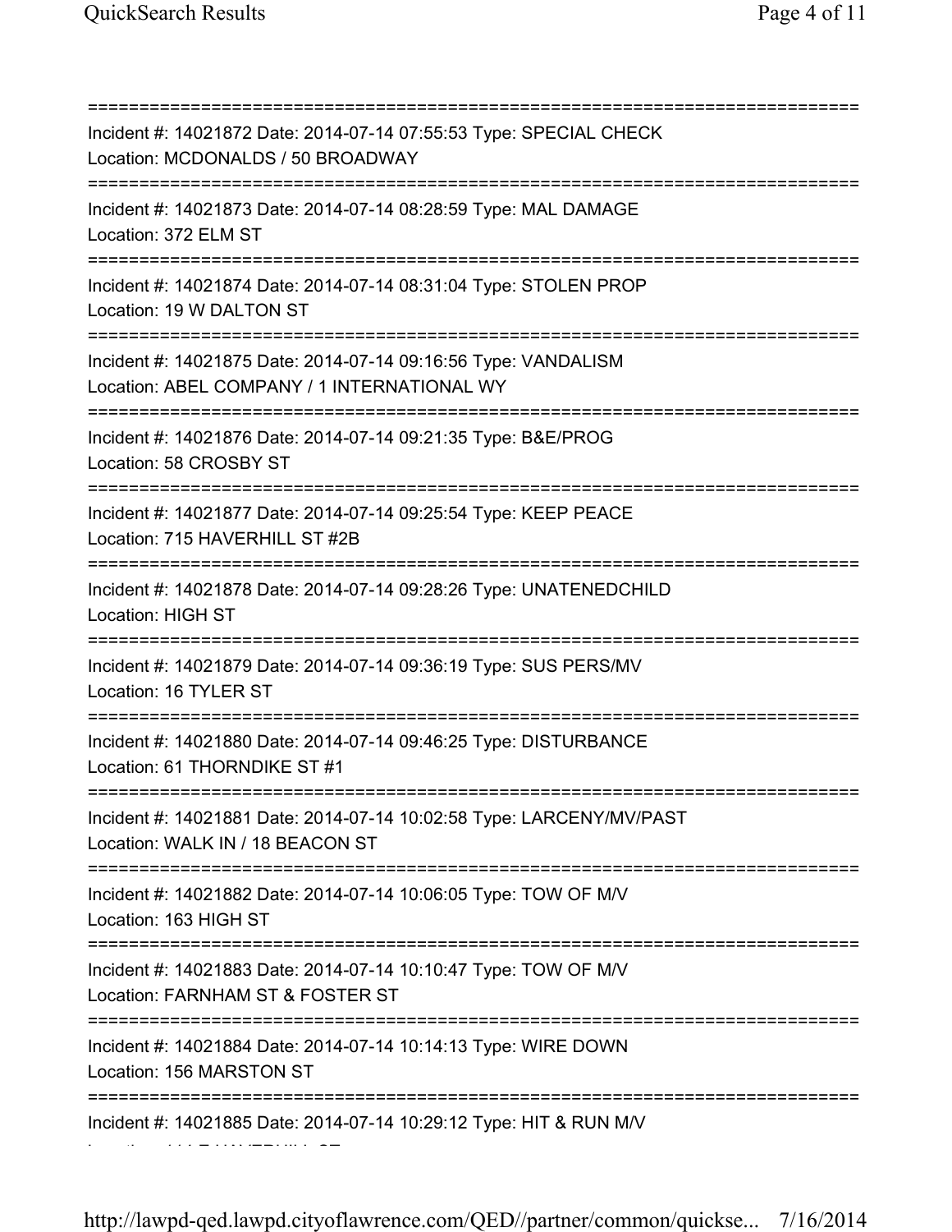===========================================================================

Incident #: 14021872 Date: 2014-07-14 07:55:53 Type: SPECIAL CHECK
Location: MCDONALDS / 50 BROADWAY

===========================================================================

Incident #: 14021873 Date: 2014-07-14 08:28:59 Type: MAL DAMAGE
Location: 372 ELM ST

===========================================================================

Incident #: 14021874 Date: 2014-07-14 08:31:04 Type: STOLEN PROP
Location: 19 W DALTON ST

===========================================================================

Incident #: 14021875 Date: 2014-07-14 09:16:56 Type: VANDALISM
Location: ABEL COMPANY / 1 INTERNATIONAL WY

===========================================================================

Incident #: 14021876 Date: 2014-07-14 09:21:35 Type: B&E/PROG
Location: 58 CROSBY ST

===========================================================================

Incident #: 14021877 Date: 2014-07-14 09:25:54 Type: KEEP PEACE
Location: 715 HAVERHILL ST #2B

===========================================================================

Incident #: 14021878 Date: 2014-07-14 09:28:26 Type: UNATENEDCHILD
Location: HIGH ST

===========================================================================

Incident #: 14021879 Date: 2014-07-14 09:36:19 Type: SUS PERS/MV
Location: 16 TYLER ST

===========================================================================

Incident #: 14021880 Date: 2014-07-14 09:46:25 Type: DISTURBANCE
Location: 61 THORNDIKE ST #1

===========================================================================

Incident #: 14021881 Date: 2014-07-14 10:02:58 Type: LARCENY/MV/PAST
Location: WALK IN / 18 BEACON ST

===========================================================================

Incident #: 14021882 Date: 2014-07-14 10:06:05 Type: TOW OF M/V
Location: 163 HIGH ST

===========================================================================

Incident #: 14021883 Date: 2014-07-14 10:10:47 Type: TOW OF M/V
Location: FARNHAM ST & FOSTER ST

===========================================================================

Incident #: 14021884 Date: 2014-07-14 10:14:13 Type: WIRE DOWN
Location: 156 MARSTON ST

===========================================================================

Incident #: 14021885 Date: 2014-07-14 10:29:12 Type: HIT & RUN M/V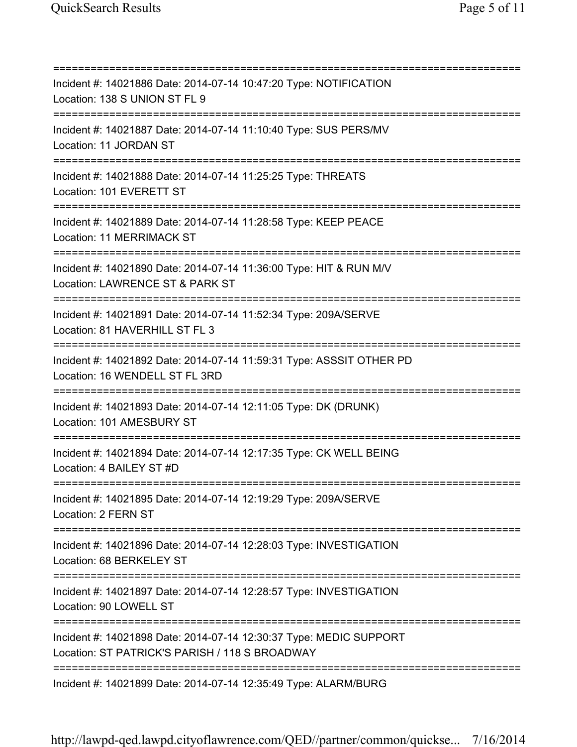===========================================================================
Incident #: 14021886 Date: 2014-07-14 10:47:20 Type: NOTIFICATION
Location: 138 S UNION ST FL 9
===========================================================================
Incident #: 14021887 Date: 2014-07-14 11:10:40 Type: SUS PERS/MV
Location: 11 JORDAN ST
===========================================================================
Incident #: 14021888 Date: 2014-07-14 11:25:25 Type: THREATS
Location: 101 EVERETT ST
===========================================================================
Incident #: 14021889 Date: 2014-07-14 11:28:58 Type: KEEP PEACE
Location: 11 MERRIMACK ST
===========================================================================
Incident #: 14021890 Date: 2014-07-14 11:36:00 Type: HIT & RUN M/V
Location: LAWRENCE ST & PARK ST
===========================================================================
Incident #: 14021891 Date: 2014-07-14 11:52:34 Type: 209A/SERVE
Location: 81 HAVERHILL ST FL 3
===========================================================================
Incident #: 14021892 Date: 2014-07-14 11:59:31 Type: ASSSIT OTHER PD
Location: 16 WENDELL ST FL 3RD
===========================================================================
Incident #: 14021893 Date: 2014-07-14 12:11:05 Type: DK (DRUNK)
Location: 101 AMESBURY ST
===========================================================================
Incident #: 14021894 Date: 2014-07-14 12:17:35 Type: CK WELL BEING
Location: 4 BAILEY ST #D
===========================================================================
Incident #: 14021895 Date: 2014-07-14 12:19:29 Type: 209A/SERVE
Location: 2 FERN ST
===========================================================================
Incident #: 14021896 Date: 2014-07-14 12:28:03 Type: INVESTIGATION
Location: 68 BERKELEY ST
===========================================================================
Incident #: 14021897 Date: 2014-07-14 12:28:57 Type: INVESTIGATION
Location: 90 LOWELL ST
===========================================================================
Incident #: 14021898 Date: 2014-07-14 12:30:37 Type: MEDIC SUPPORT
Location: ST PATRICK'S PARISH / 118 S BROADWAY
===========================================================================
Incident #: 14021899 Date: 2014-07-14 12:35:49 Type: ALARM/BURG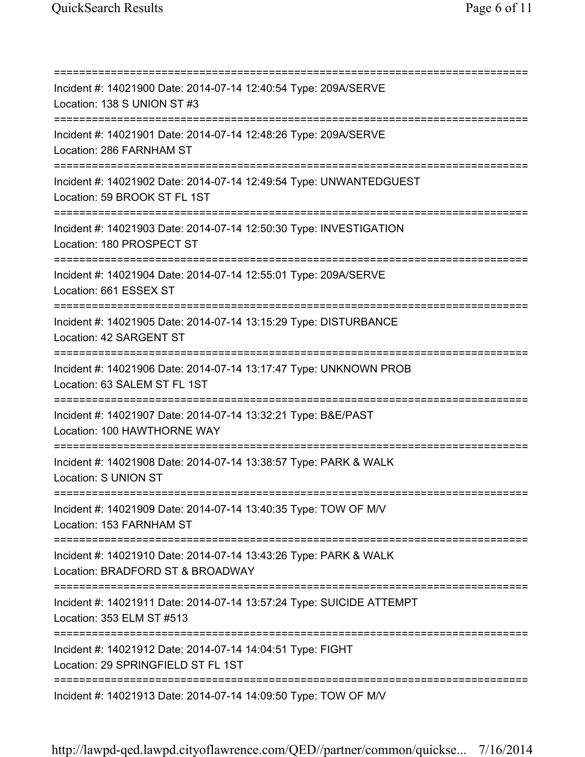===========================================================================
Incident #: 14021900 Date: 2014-07-14 12:40:54 Type: 209A/SERVE
Location: 138 S UNION ST #3
===========================================================================
Incident #: 14021901 Date: 2014-07-14 12:48:26 Type: 209A/SERVE
Location: 286 FARNHAM ST
===========================================================================
Incident #: 14021902 Date: 2014-07-14 12:49:54 Type: UNWANTEDGUEST
Location: 59 BROOK ST FL 1ST
===========================================================================
Incident #: 14021903 Date: 2014-07-14 12:50:30 Type: INVESTIGATION
Location: 180 PROSPECT ST
===========================================================================
Incident #: 14021904 Date: 2014-07-14 12:55:01 Type: 209A/SERVE
Location: 661 ESSEX ST
===========================================================================
Incident #: 14021905 Date: 2014-07-14 13:15:29 Type: DISTURBANCE
Location: 42 SARGENT ST
===========================================================================
Incident #: 14021906 Date: 2014-07-14 13:17:47 Type: UNKNOWN PROB
Location: 63 SALEM ST FL 1ST
===========================================================================
Incident #: 14021907 Date: 2014-07-14 13:32:21 Type: B&E/PAST
Location: 100 HAWTHORNE WAY
===========================================================================
Incident #: 14021908 Date: 2014-07-14 13:38:57 Type: PARK & WALK
Location: S UNION ST
===========================================================================
Incident #: 14021909 Date: 2014-07-14 13:40:35 Type: TOW OF M/V
Location: 153 FARNHAM ST
===========================================================================
Incident #: 14021910 Date: 2014-07-14 13:43:26 Type: PARK & WALK
Location: BRADFORD ST & BROADWAY
===========================================================================
Incident #: 14021911 Date: 2014-07-14 13:57:24 Type: SUICIDE ATTEMPT
Location: 353 ELM ST #513
===========================================================================
Incident #: 14021912 Date: 2014-07-14 14:04:51 Type: FIGHT
Location: 29 SPRINGFIELD ST FL 1ST
===========================================================================
Incident #: 14021913 Date: 2014-07-14 14:09:50 Type: TOW OF M/V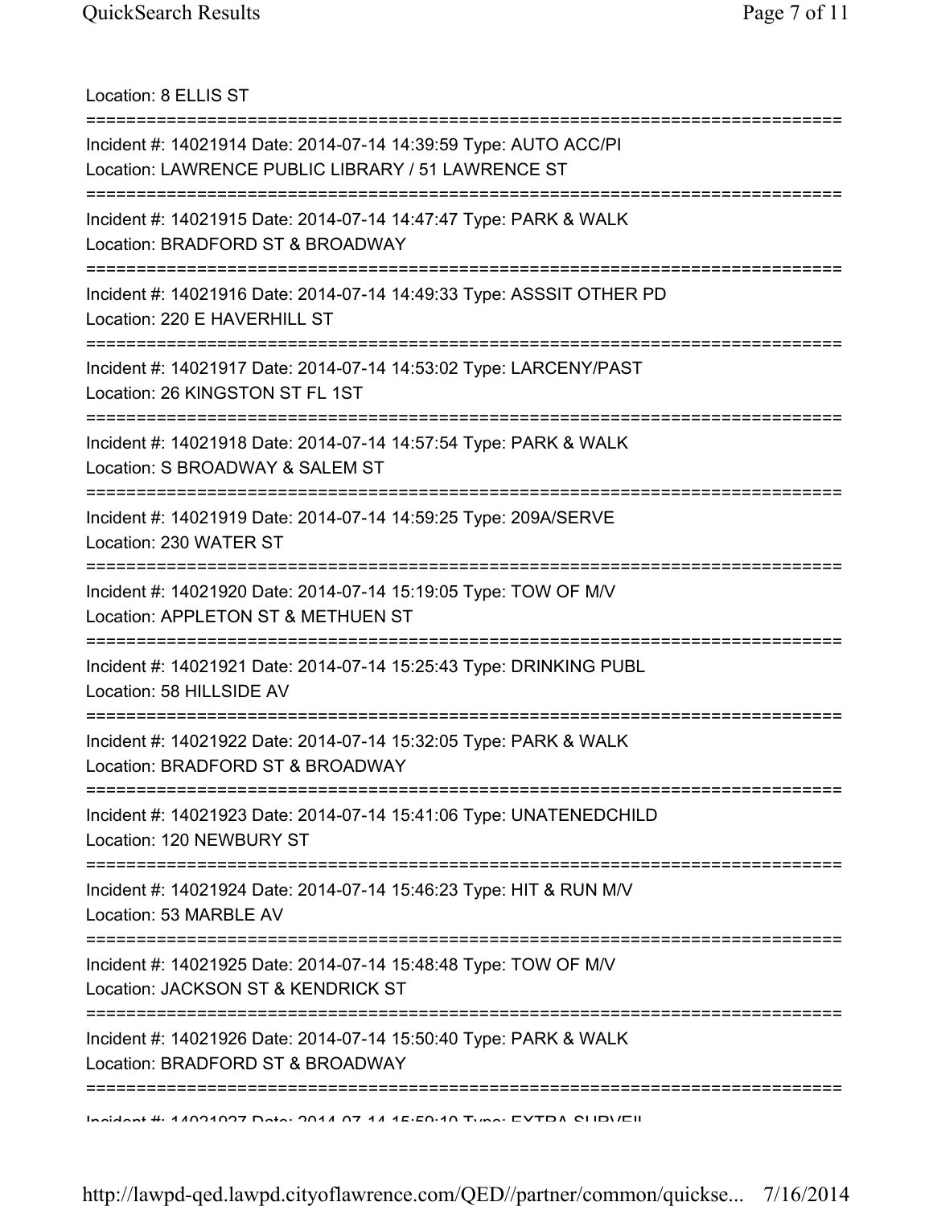Location: 8 ELLIS ST

===========================================================================

Incident #: 14021914 Date: 2014-07-14 14:39:59 Type: AUTO ACC/PI
Location: LAWRENCE PUBLIC LIBRARY / 51 LAWRENCE ST

===========================================================================

Incident #: 14021915 Date: 2014-07-14 14:47:47 Type: PARK & WALK
Location: BRADFORD ST & BROADWAY

===========================================================================

Incident #: 14021916 Date: 2014-07-14 14:49:33 Type: ASSSIT OTHER PD
Location: 220 E HAVERHILL ST

===========================================================================

Incident #: 14021917 Date: 2014-07-14 14:53:02 Type: LARCENY/PAST
Location: 26 KINGSTON ST FL 1ST

===========================================================================

Incident #: 14021918 Date: 2014-07-14 14:57:54 Type: PARK & WALK
Location: S BROADWAY & SALEM ST

===========================================================================

Incident #: 14021919 Date: 2014-07-14 14:59:25 Type: 209A/SERVE
Location: 230 WATER ST

===========================================================================

Incident #: 14021920 Date: 2014-07-14 15:19:05 Type: TOW OF M/V
Location: APPLETON ST & METHUEN ST

===========================================================================

Incident #: 14021921 Date: 2014-07-14 15:25:43 Type: DRINKING PUBL
Location: 58 HILLSIDE AV

===========================================================================

Incident #: 14021922 Date: 2014-07-14 15:32:05 Type: PARK & WALK
Location: BRADFORD ST & BROADWAY

===========================================================================

Incident #: 14021923 Date: 2014-07-14 15:41:06 Type: UNATENEDCHILD
Location: 120 NEWBURY ST

===========================================================================

Incident #: 14021924 Date: 2014-07-14 15:46:23 Type: HIT & RUN M/V
Location: 53 MARBLE AV

===========================================================================

Incident #: 14021925 Date: 2014-07-14 15:48:48 Type: TOW OF M/V
Location: JACKSON ST & KENDRICK ST

===========================================================================

Incident #: 14021926 Date: 2014-07-14 15:50:40 Type: PARK & WALK
Location: BRADFORD ST & BROADWAY

===========================================================================

Incident #: 14021927 Date: 2014-07-14 15:59:10 Type: EXTRA SURVEIL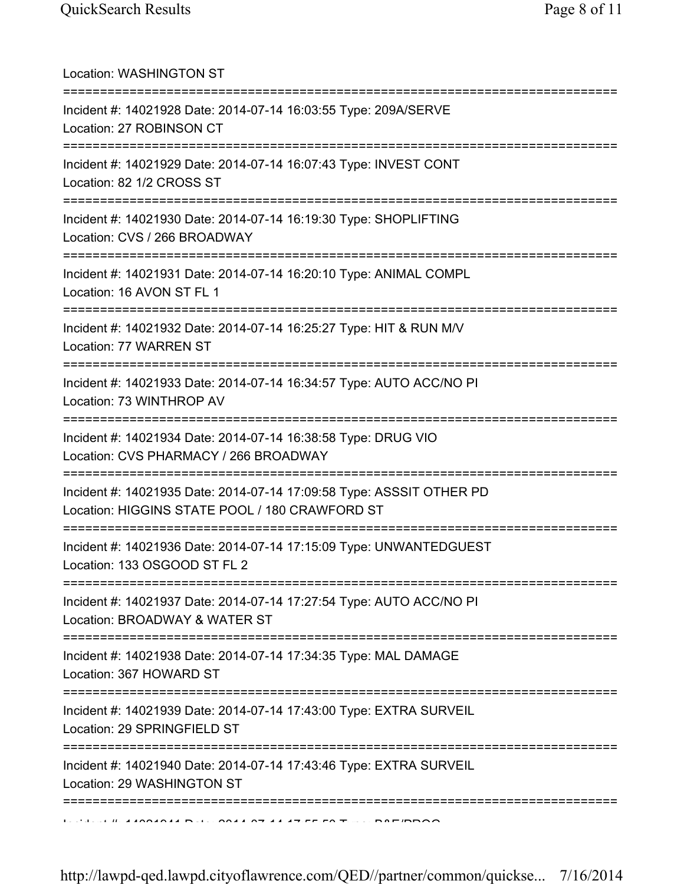Location: WASHINGTON ST

===========================================================================

Incident #: 14021928 Date: 2014-07-14 16:03:55 Type: 209A/SERVE
Location: 27 ROBINSON CT

===========================================================================

Incident #: 14021929 Date: 2014-07-14 16:07:43 Type: INVEST CONT
Location: 82 1/2 CROSS ST

===========================================================================

Incident #: 14021930 Date: 2014-07-14 16:19:30 Type: SHOPLIFTING
Location: CVS / 266 BROADWAY

===========================================================================

Incident #: 14021931 Date: 2014-07-14 16:20:10 Type: ANIMAL COMPL
Location: 16 AVON ST FL 1

===========================================================================

Incident #: 14021932 Date: 2014-07-14 16:25:27 Type: HIT & RUN M/V
Location: 77 WARREN ST

===========================================================================

Incident #: 14021933 Date: 2014-07-14 16:34:57 Type: AUTO ACC/NO PI
Location: 73 WINTHROP AV

===========================================================================

Incident #: 14021934 Date: 2014-07-14 16:38:58 Type: DRUG VIO
Location: CVS PHARMACY / 266 BROADWAY

===========================================================================

Incident #: 14021935 Date: 2014-07-14 17:09:58 Type: ASSSIT OTHER PD
Location: HIGGINS STATE POOL / 180 CRAWFORD ST

===========================================================================

Incident #: 14021936 Date: 2014-07-14 17:15:09 Type: UNWANTEDGUEST
Location: 133 OSGOOD ST FL 2

===========================================================================

Incident #: 14021937 Date: 2014-07-14 17:27:54 Type: AUTO ACC/NO PI
Location: BROADWAY & WATER ST

===========================================================================

Incident #: 14021938 Date: 2014-07-14 17:34:35 Type: MAL DAMAGE
Location: 367 HOWARD ST

===========================================================================

Incident #: 14021939 Date: 2014-07-14 17:43:00 Type: EXTRA SURVEIL
Location: 29 SPRINGFIELD ST

===========================================================================

Incident #: 14021940 Date: 2014-07-14 17:43:46 Type: EXTRA SURVEIL
Location: 29 WASHINGTON ST

===========================================================================

Incident #: 14021941 Date: 2014-07-14 17:55:50 Type: B&E/PROG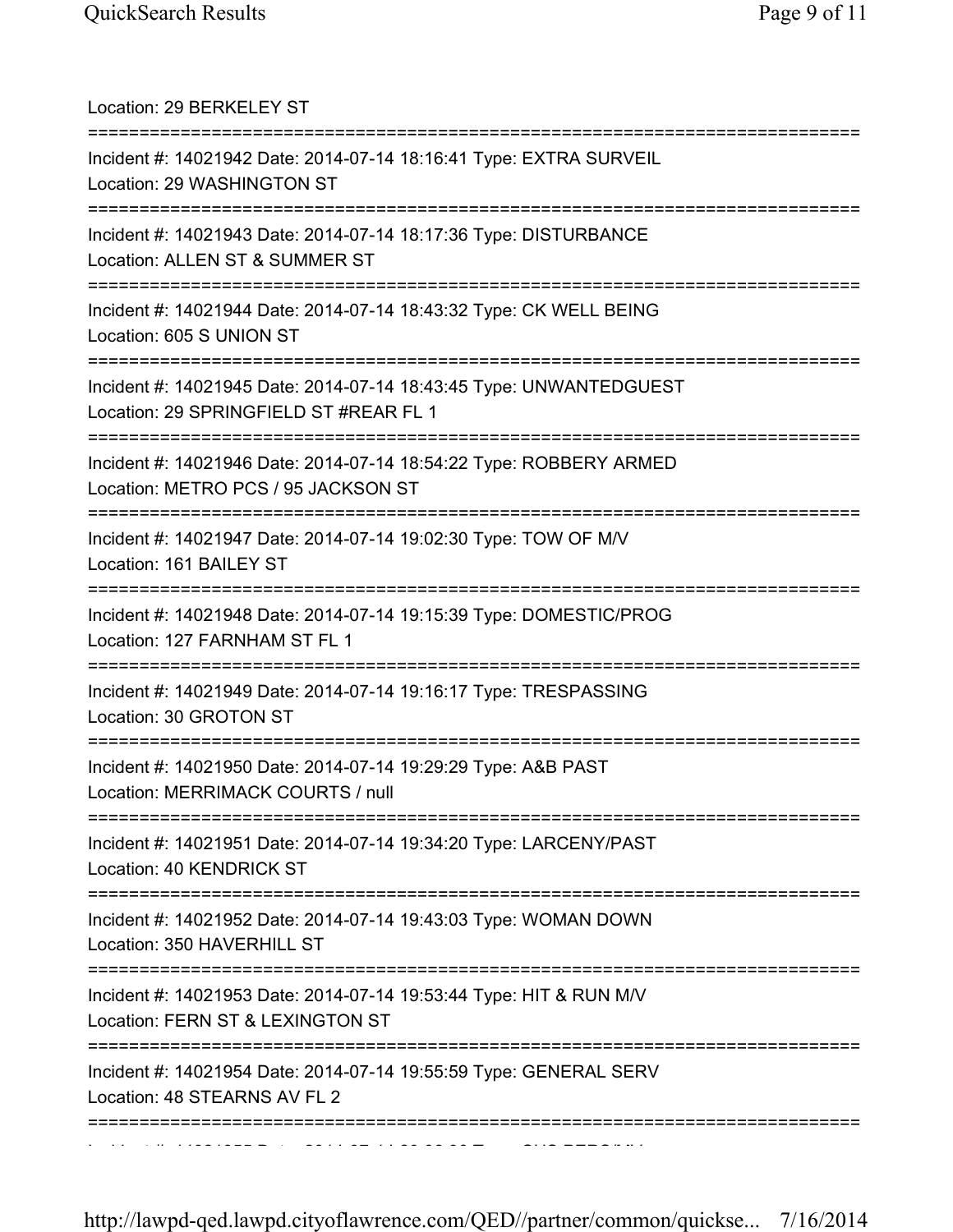Location: 29 BERKELEY ST

===========================================================================

Incident #: 14021942 Date: 2014-07-14 18:16:41 Type: EXTRA SURVEIL
Location: 29 WASHINGTON ST

===========================================================================

Incident #: 14021943 Date: 2014-07-14 18:17:36 Type: DISTURBANCE
Location: ALLEN ST & SUMMER ST

===========================================================================

Incident #: 14021944 Date: 2014-07-14 18:43:32 Type: CK WELL BEING
Location: 605 S UNION ST

===========================================================================

Incident #: 14021945 Date: 2014-07-14 18:43:45 Type: UNWANTEDGUEST
Location: 29 SPRINGFIELD ST #REAR FL 1

===========================================================================

Incident #: 14021946 Date: 2014-07-14 18:54:22 Type: ROBBERY ARMED
Location: METRO PCS / 95 JACKSON ST

===========================================================================

Incident #: 14021947 Date: 2014-07-14 19:02:30 Type: TOW OF M/V
Location: 161 BAILEY ST

===========================================================================

Incident #: 14021948 Date: 2014-07-14 19:15:39 Type: DOMESTIC/PROG
Location: 127 FARNHAM ST FL 1

===========================================================================

Incident #: 14021949 Date: 2014-07-14 19:16:17 Type: TRESPASSING
Location: 30 GROTON ST

===========================================================================

Incident #: 14021950 Date: 2014-07-14 19:29:29 Type: A&B PAST
Location: MERRIMACK COURTS / null

===========================================================================

Incident #: 14021951 Date: 2014-07-14 19:34:20 Type: LARCENY/PAST
Location: 40 KENDRICK ST

===========================================================================

Incident #: 14021952 Date: 2014-07-14 19:43:03 Type: WOMAN DOWN
Location: 350 HAVERHILL ST

===========================================================================

Incident #: 14021953 Date: 2014-07-14 19:53:44 Type: HIT & RUN M/V
Location: FERN ST & LEXINGTON ST

===========================================================================

Incident #: 14021954 Date: 2014-07-14 19:55:59 Type: GENERAL SERV
Location: 48 STEARNS AV FL 2

===========================================================================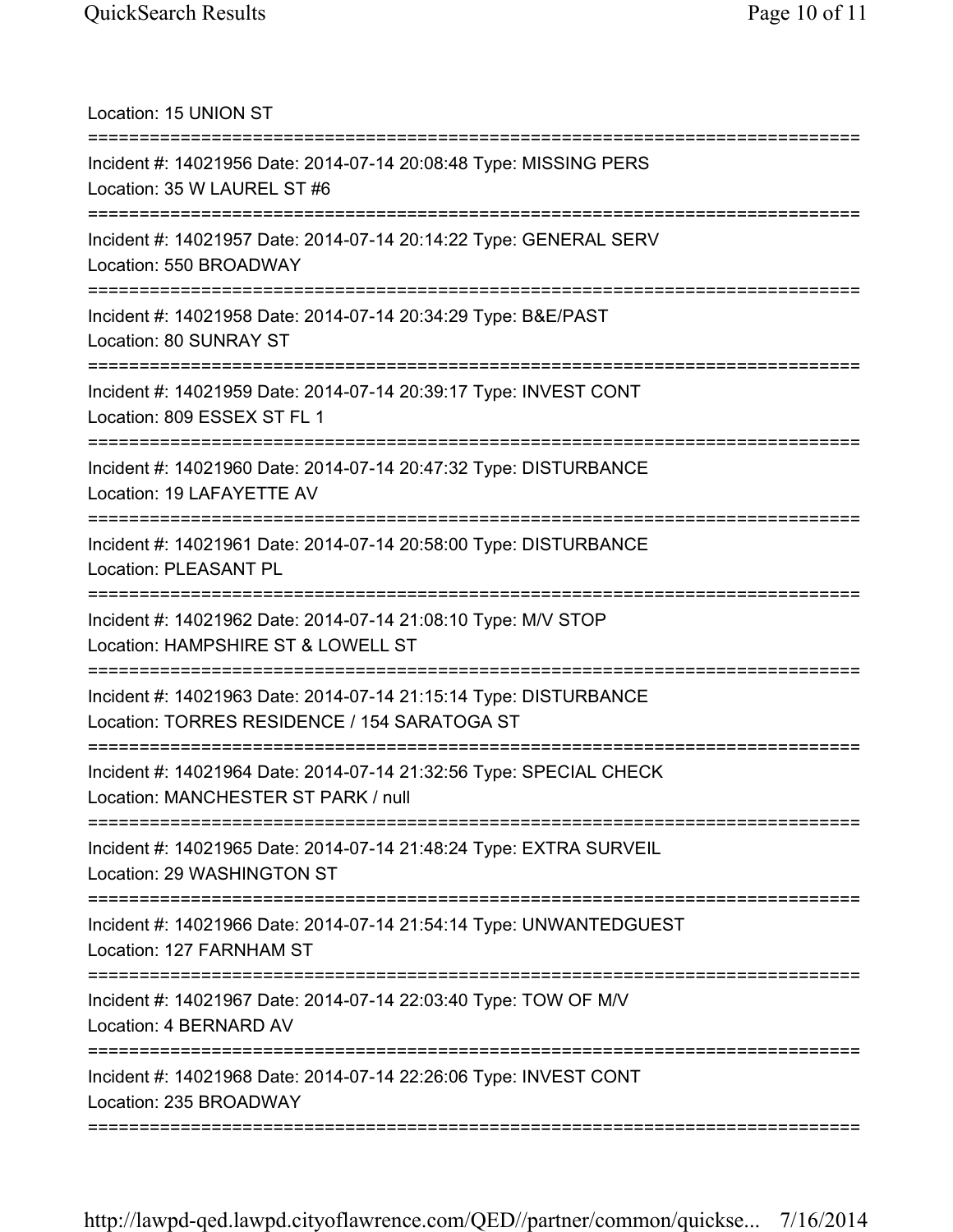Location: 15 UNION ST

===========================================================================

Incident #: 14021956 Date: 2014-07-14 20:08:48 Type: MISSING PERS
Location: 35 W LAUREL ST #6

===========================================================================

Incident #: 14021957 Date: 2014-07-14 20:14:22 Type: GENERAL SERV
Location: 550 BROADWAY

===========================================================================

Incident #: 14021958 Date: 2014-07-14 20:34:29 Type: B&E/PAST
Location: 80 SUNRAY ST

===========================================================================

Incident #: 14021959 Date: 2014-07-14 20:39:17 Type: INVEST CONT
Location: 809 ESSEX ST FL 1

===========================================================================

Incident #: 14021960 Date: 2014-07-14 20:47:32 Type: DISTURBANCE
Location: 19 LAFAYETTE AV

===========================================================================

Incident #: 14021961 Date: 2014-07-14 20:58:00 Type: DISTURBANCE
Location: PLEASANT PL

===========================================================================

Incident #: 14021962 Date: 2014-07-14 21:08:10 Type: M/V STOP
Location: HAMPSHIRE ST & LOWELL ST

===========================================================================

Incident #: 14021963 Date: 2014-07-14 21:15:14 Type: DISTURBANCE
Location: TORRES RESIDENCE / 154 SARATOGA ST

===========================================================================

Incident #: 14021964 Date: 2014-07-14 21:32:56 Type: SPECIAL CHECK
Location: MANCHESTER ST PARK / null

===========================================================================

Incident #: 14021965 Date: 2014-07-14 21:48:24 Type: EXTRA SURVEIL
Location: 29 WASHINGTON ST

===========================================================================

Incident #: 14021966 Date: 2014-07-14 21:54:14 Type: UNWANTEDGUEST
Location: 127 FARNHAM ST

===========================================================================

Incident #: 14021967 Date: 2014-07-14 22:03:40 Type: TOW OF M/V
Location: 4 BERNARD AV

===========================================================================

Incident #: 14021968 Date: 2014-07-14 22:26:06 Type: INVEST CONT
Location: 235 BROADWAY

===========================================================================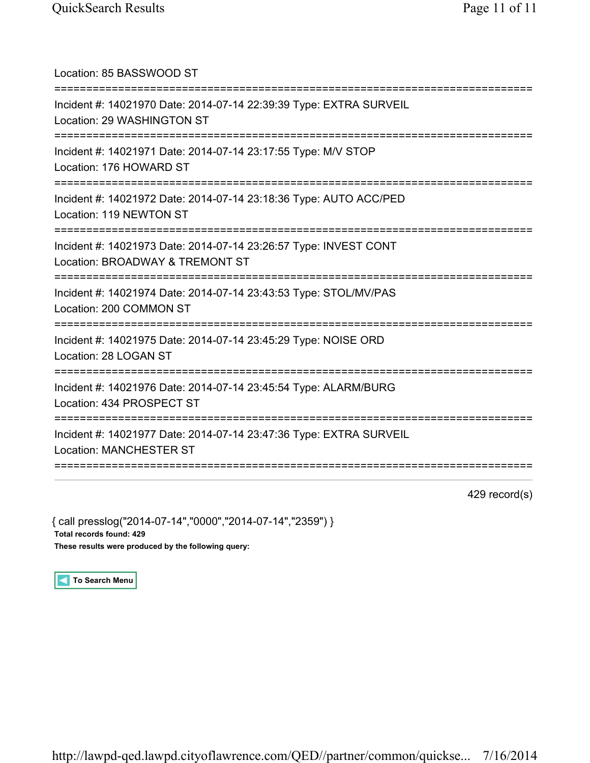Location: 85 BASSWOOD ST

===========================================================================

Incident #: 14021970 Date: 2014-07-14 22:39:39 Type: EXTRA SURVEIL

Location: 29 WASHINGTON ST

===========================================================================

Incident #: 14021971 Date: 2014-07-14 23:17:55 Type: M/V STOP

Location: 176 HOWARD ST

===========================================================================

Incident #: 14021972 Date: 2014-07-14 23:18:36 Type: AUTO ACC/PED

Location: 119 NEWTON ST

===========================================================================

Incident #: 14021973 Date: 2014-07-14 23:26:57 Type: INVEST CONT

Location: BROADWAY & TREMONT ST

===========================================================================

Incident #: 14021974 Date: 2014-07-14 23:43:53 Type: STOL/MV/PAS

Location: 200 COMMON ST

===========================================================================

Incident #: 14021975 Date: 2014-07-14 23:45:29 Type: NOISE ORD

Location: 28 LOGAN ST

===========================================================================

Incident #: 14021976 Date: 2014-07-14 23:45:54 Type: ALARM/BURG

Location: 434 PROSPECT ST

===========================================================================

Incident #: 14021977 Date: 2014-07-14 23:47:36 Type: EXTRA SURVEIL

Location: MANCHESTER ST

===========================================================================

---

429 record(s)

{ call presslog("2014-07-14","0000","2014-07-14","2359") }

**Total records found: 429**

**These results were produced by the following query:**

To Search Menu